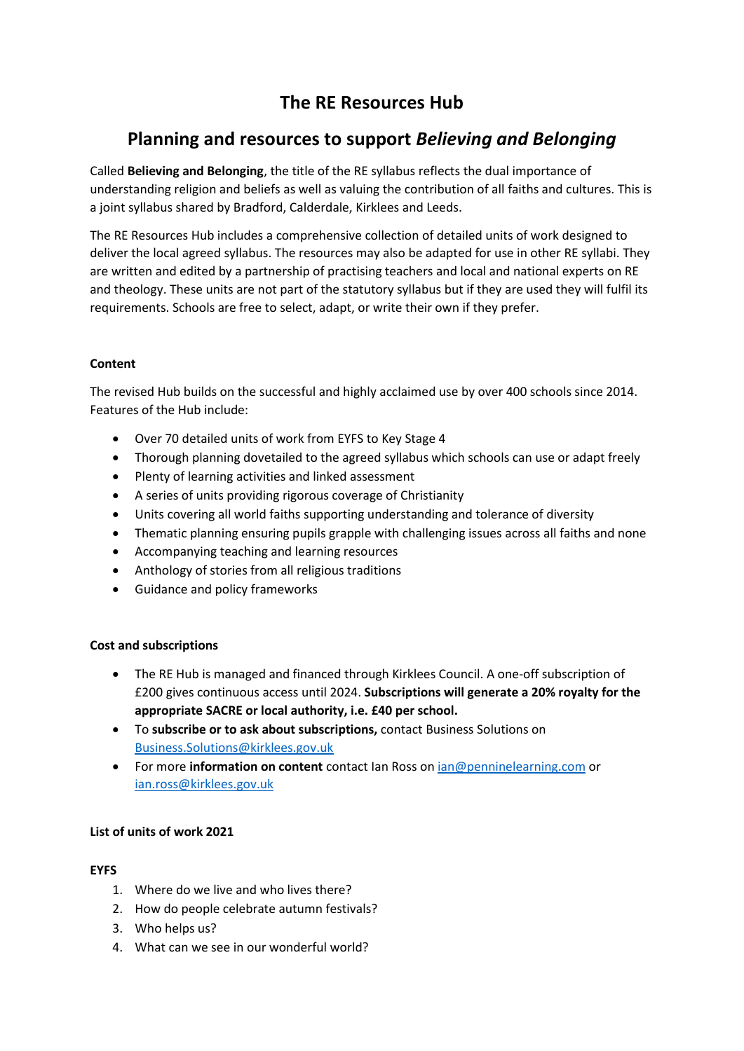# The RE Resources Hub

## Planning and resources to support *Believing and Belonging*

Called **Believing and Belonging**, the title of the RE syllabus reflects the dual importance of understanding religion and beliefs as well as valuing the contribution of all faiths and cultures. This is a joint syllabus shared by Bradford, Calderdale, Kirklees and Leeds.

The RE Resources Hub includes a comprehensive collection of detailed units of work designed to deliver the local agreed syllabus. The resources may also be adapted for use in other RE syllabi. They are written and edited by a partnership of practising teachers and local and national experts on RE and theology. These units are not part of the statutory syllabus but if they are used they will fulfil its requirements. Schools are free to select, adapt, or write their own if they prefer.

### Content

The revised Hub builds on the successful and highly acclaimed use by over 400 schools since 2014. Features of the Hub include:

- Over 70 detailed units of work from EYFS to Key Stage 4
- Thorough planning dovetailed to the agreed syllabus which schools can use or adapt freely
- Plenty of learning activities and linked assessment
- A series of units providing rigorous coverage of Christianity
- Units covering all world faiths supporting understanding and tolerance of diversity
- Thematic planning ensuring pupils grapple with challenging issues across all faiths and none
- Accompanying teaching and learning resources
- Anthology of stories from all religious traditions
- Guidance and policy frameworks

### Cost and subscriptions

- The RE Hub is managed and financed through Kirklees Council. A one-off subscription of £200 gives continuous access until 2024. **Subscriptions will generate a 20% royalty for the appropriate SACRE or local authority, i.e. £40 per school.**
- To **subscribe or to ask about subscriptions,** contact Business Solutions on [Business.Solutions@kirklees.gov.uk](mailto:Business.Solutions@kirklees.gov.uk)
- For more **information on content** contact Ian Ross on [ian@penninelearning.com](mailto:ian@penninelearning.com) or [ian.ross@kirklees.gov.uk](mailto:ian.ross@kirklees.gov.uk)

### List of units of work 2021

**EYFS**

1. Where do we live and who lives there?
2. How do people celebrate autumn festivals?
3. Who helps us?
4. What can we see in our wonderful world?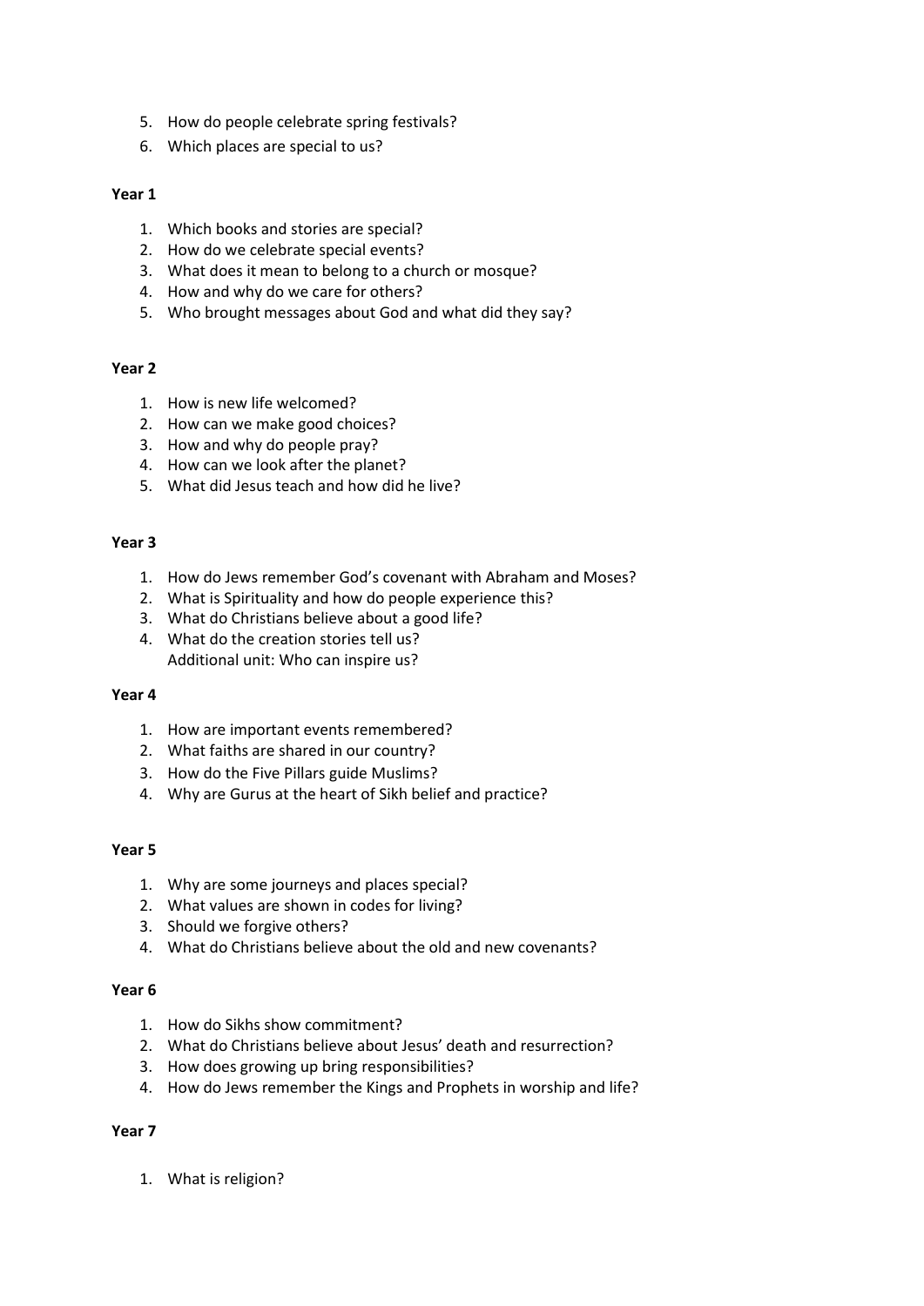5. How do people celebrate spring festivals?
6. Which places are special to us?

**Year 1**

1. Which books and stories are special?
2. How do we celebrate special events?
3. What does it mean to belong to a church or mosque?
4. How and why do we care for others?
5. Who brought messages about God and what did they say?

**Year 2**

1. How is new life welcomed?
2. How can we make good choices?
3. How and why do people pray?
4. How can we look after the planet?
5. What did Jesus teach and how did he live?

**Year 3**

1. How do Jews remember God's covenant with Abraham and Moses?
2. What is Spirituality and how do people experience this?
3. What do Christians believe about a good life?
4. What do the creation stories tell us?
   Additional unit: Who can inspire us?

**Year 4**

1. How are important events remembered?
2. What faiths are shared in our country?
3. How do the Five Pillars guide Muslims?
4. Why are Gurus at the heart of Sikh belief and practice?

**Year 5**

1. Why are some journeys and places special?
2. What values are shown in codes for living?
3. Should we forgive others?
4. What do Christians believe about the old and new covenants?

**Year 6**

1. How do Sikhs show commitment?
2. What do Christians believe about Jesus' death and resurrection?
3. How does growing up bring responsibilities?
4. How do Jews remember the Kings and Prophets in worship and life?

**Year 7**

1. What is religion?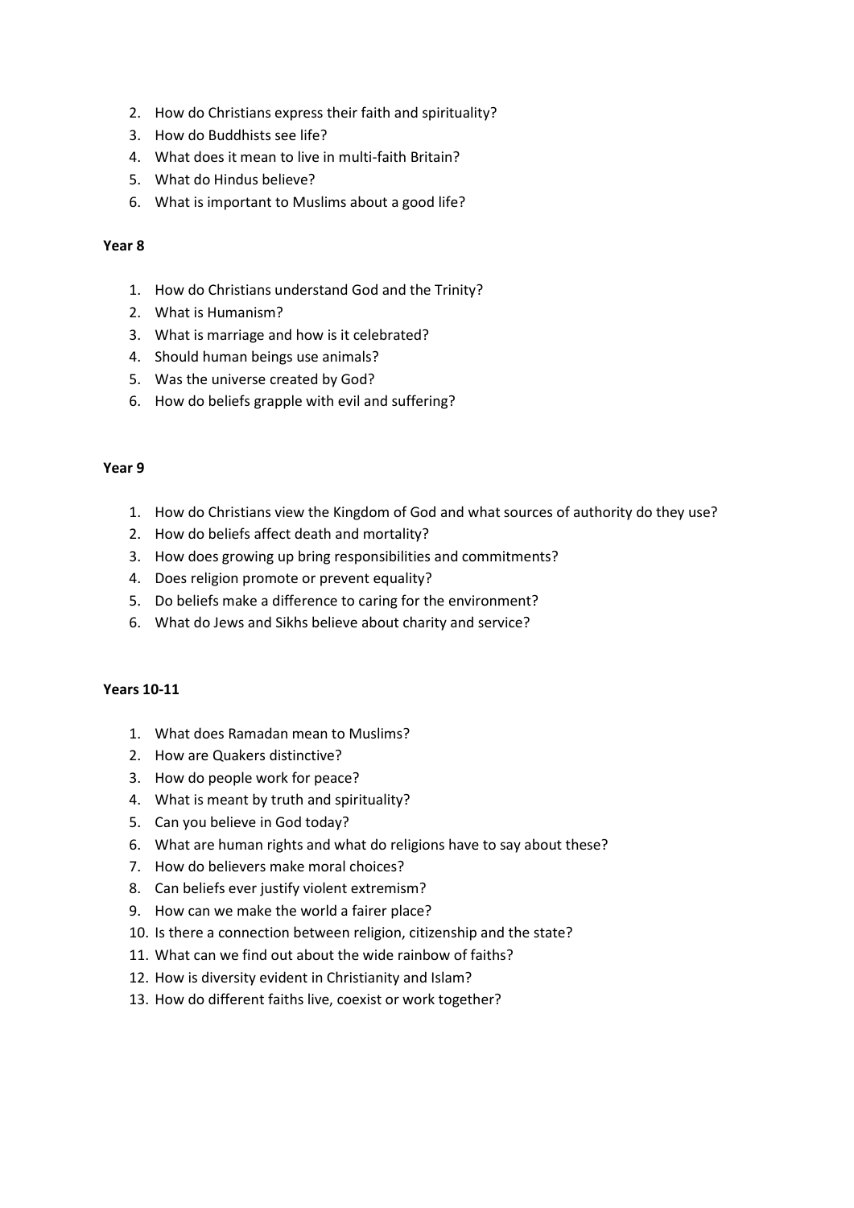2. How do Christians express their faith and spirituality?
3. How do Buddhists see life?
4. What does it mean to live in multi-faith Britain?
5. What do Hindus believe?
6. What is important to Muslims about a good life?

**Year 8**

1. How do Christians understand God and the Trinity?
2. What is Humanism?
3. What is marriage and how is it celebrated?
4. Should human beings use animals?
5. Was the universe created by God?
6. How do beliefs grapple with evil and suffering?

**Year 9**

1. How do Christians view the Kingdom of God and what sources of authority do they use?
2. How do beliefs affect death and mortality?
3. How does growing up bring responsibilities and commitments?
4. Does religion promote or prevent equality?
5. Do beliefs make a difference to caring for the environment?
6. What do Jews and Sikhs believe about charity and service?

**Years 10-11**

1. What does Ramadan mean to Muslims?
2. How are Quakers distinctive?
3. How do people work for peace?
4. What is meant by truth and spirituality?
5. Can you believe in God today?
6. What are human rights and what do religions have to say about these?
7. How do believers make moral choices?
8. Can beliefs ever justify violent extremism?
9. How can we make the world a fairer place?
10. Is there a connection between religion, citizenship and the state?
11. What can we find out about the wide rainbow of faiths?
12. How is diversity evident in Christianity and Islam?
13. How do different faiths live, coexist or work together?